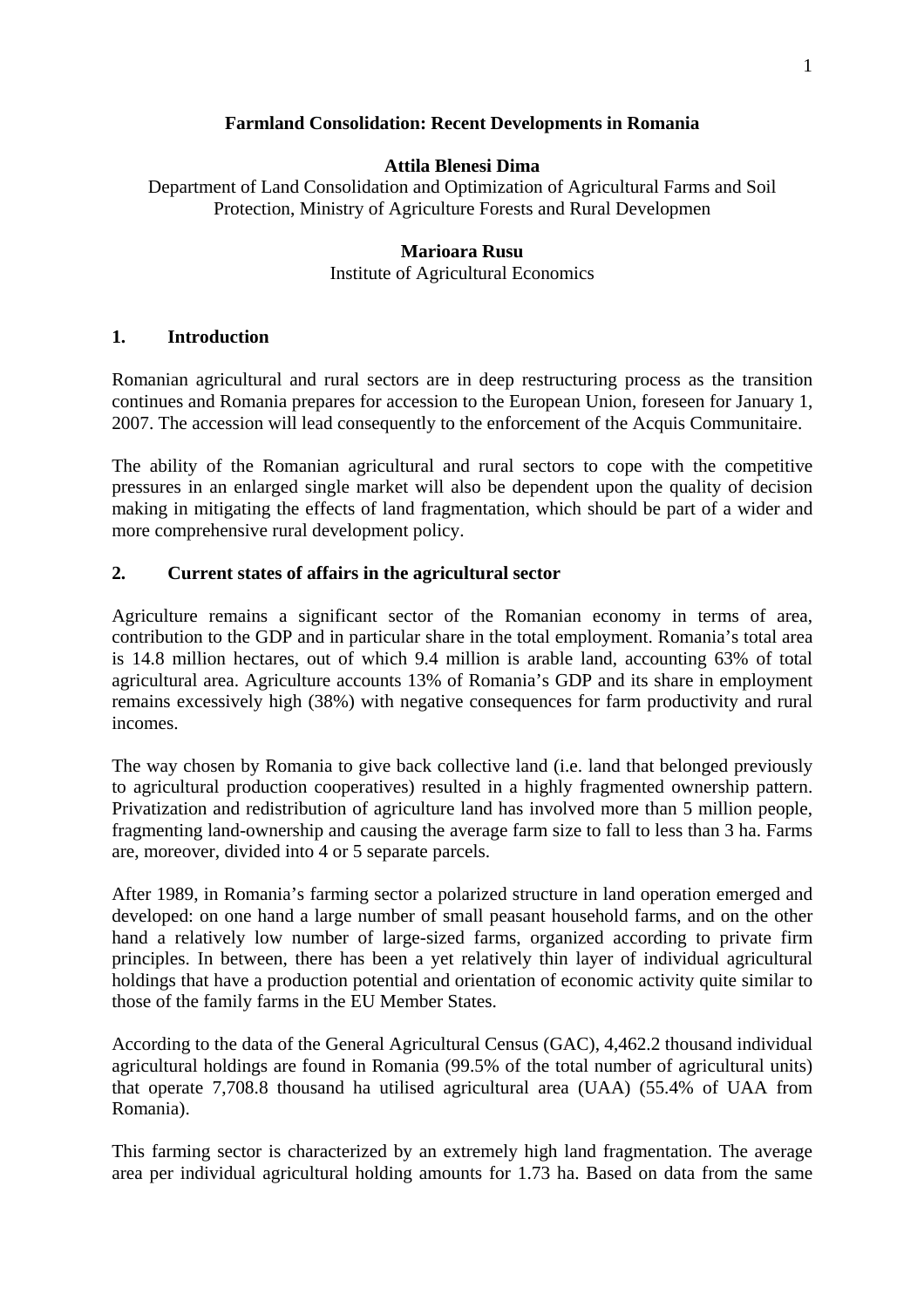# Farmland Consolidation: Recent Developments in Romania

**Attila Blenesi Dima**

Department of Land Consolidation and Optimization of Agricultural Farms and Soil Protection, Ministry of Agriculture Forests and Rural Developmen

**Marioara Rusu**

Institute of Agricultural Economics

## 1. Introduction

Romanian agricultural and rural sectors are in deep restructuring process as the transition continues and Romania prepares for accession to the European Union, foreseen for January 1, 2007. The accession will lead consequently to the enforcement of the Acquis Communitaire.

The ability of the Romanian agricultural and rural sectors to cope with the competitive pressures in an enlarged single market will also be dependent upon the quality of decision making in mitigating the effects of land fragmentation, which should be part of a wider and more comprehensive rural development policy.

## 2. Current states of affairs in the agricultural sector

Agriculture remains a significant sector of the Romanian economy in terms of area, contribution to the GDP and in particular share in the total employment. Romania's total area is 14.8 million hectares, out of which 9.4 million is arable land, accounting 63% of total agricultural area. Agriculture accounts 13% of Romania's GDP and its share in employment remains excessively high (38%) with negative consequences for farm productivity and rural incomes.

The way chosen by Romania to give back collective land (i.e. land that belonged previously to agricultural production cooperatives) resulted in a highly fragmented ownership pattern. Privatization and redistribution of agriculture land has involved more than 5 million people, fragmenting land-ownership and causing the average farm size to fall to less than 3 ha. Farms are, moreover, divided into 4 or 5 separate parcels.

After 1989, in Romania's farming sector a polarized structure in land operation emerged and developed: on one hand a large number of small peasant household farms, and on the other hand a relatively low number of large-sized farms, organized according to private firm principles. In between, there has been a yet relatively thin layer of individual agricultural holdings that have a production potential and orientation of economic activity quite similar to those of the family farms in the EU Member States.

According to the data of the General Agricultural Census (GAC), 4,462.2 thousand individual agricultural holdings are found in Romania (99.5% of the total number of agricultural units) that operate 7,708.8 thousand ha utilised agricultural area (UAA) (55.4% of UAA from Romania).

This farming sector is characterized by an extremely high land fragmentation. The average area per individual agricultural holding amounts for 1.73 ha. Based on data from the same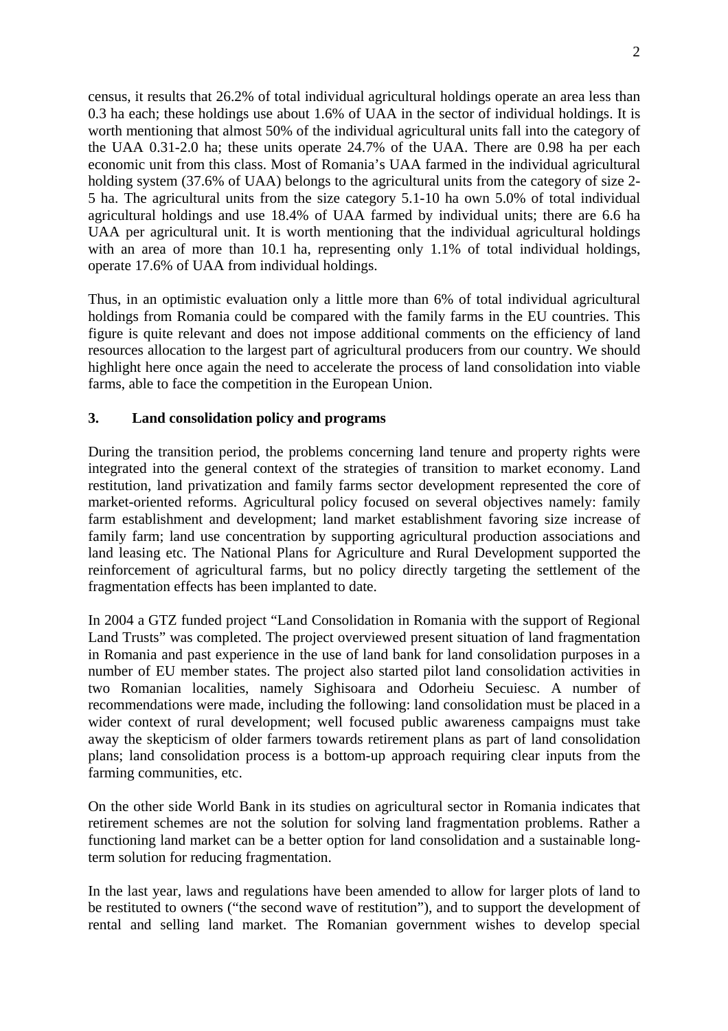census, it results that 26.2% of total individual agricultural holdings operate an area less than 0.3 ha each; these holdings use about 1.6% of UAA in the sector of individual holdings. It is worth mentioning that almost 50% of the individual agricultural units fall into the category of the UAA 0.31-2.0 ha; these units operate 24.7% of the UAA. There are 0.98 ha per each economic unit from this class. Most of Romania's UAA farmed in the individual agricultural holding system (37.6% of UAA) belongs to the agricultural units from the category of size 2-5 ha. The agricultural units from the size category 5.1-10 ha own 5.0% of total individual agricultural holdings and use 18.4% of UAA farmed by individual units; there are 6.6 ha UAA per agricultural unit. It is worth mentioning that the individual agricultural holdings with an area of more than 10.1 ha, representing only 1.1% of total individual holdings, operate 17.6% of UAA from individual holdings.

Thus, in an optimistic evaluation only a little more than 6% of total individual agricultural holdings from Romania could be compared with the family farms in the EU countries. This figure is quite relevant and does not impose additional comments on the efficiency of land resources allocation to the largest part of agricultural producers from our country. We should highlight here once again the need to accelerate the process of land consolidation into viable farms, able to face the competition in the European Union.

## 3. Land consolidation policy and programs

During the transition period, the problems concerning land tenure and property rights were integrated into the general context of the strategies of transition to market economy. Land restitution, land privatization and family farms sector development represented the core of market-oriented reforms. Agricultural policy focused on several objectives namely: family farm establishment and development; land market establishment favoring size increase of family farm; land use concentration by supporting agricultural production associations and land leasing etc. The National Plans for Agriculture and Rural Development supported the reinforcement of agricultural farms, but no policy directly targeting the settlement of the fragmentation effects has been implanted to date.

In 2004 a GTZ funded project "Land Consolidation in Romania with the support of Regional Land Trusts" was completed. The project overviewed present situation of land fragmentation in Romania and past experience in the use of land bank for land consolidation purposes in a number of EU member states. The project also started pilot land consolidation activities in two Romanian localities, namely Sighisoara and Odorheiu Secuiesc. A number of recommendations were made, including the following: land consolidation must be placed in a wider context of rural development; well focused public awareness campaigns must take away the skepticism of older farmers towards retirement plans as part of land consolidation plans; land consolidation process is a bottom-up approach requiring clear inputs from the farming communities, etc.

On the other side World Bank in its studies on agricultural sector in Romania indicates that retirement schemes are not the solution for solving land fragmentation problems. Rather a functioning land market can be a better option for land consolidation and a sustainable long-term solution for reducing fragmentation.

In the last year, laws and regulations have been amended to allow for larger plots of land to be restituted to owners ("the second wave of restitution"), and to support the development of rental and selling land market. The Romanian government wishes to develop special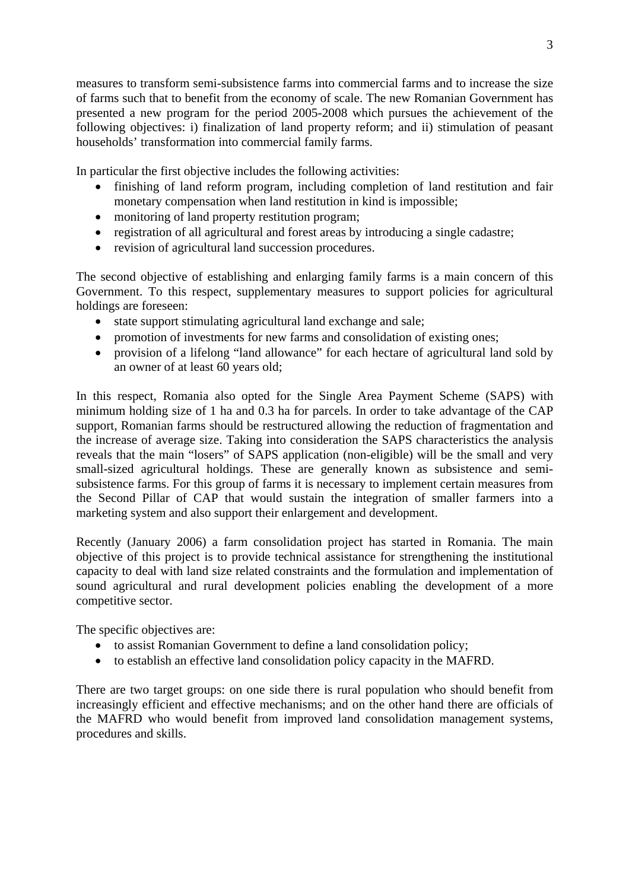measures to transform semi-subsistence farms into commercial farms and to increase the size of farms such that to benefit from the economy of scale. The new Romanian Government has presented a new program for the period 2005-2008 which pursues the achievement of the following objectives: i) finalization of land property reform; and ii) stimulation of peasant households' transformation into commercial family farms.

In particular the first objective includes the following activities:

- finishing of land reform program, including completion of land restitution and fair monetary compensation when land restitution in kind is impossible;
- monitoring of land property restitution program;
- registration of all agricultural and forest areas by introducing a single cadastre;
- revision of agricultural land succession procedures.

The second objective of establishing and enlarging family farms is a main concern of this Government. To this respect, supplementary measures to support policies for agricultural holdings are foreseen:

- state support stimulating agricultural land exchange and sale;
- promotion of investments for new farms and consolidation of existing ones;
- provision of a lifelong "land allowance" for each hectare of agricultural land sold by an owner of at least 60 years old;

In this respect, Romania also opted for the Single Area Payment Scheme (SAPS) with minimum holding size of 1 ha and 0.3 ha for parcels. In order to take advantage of the CAP support, Romanian farms should be restructured allowing the reduction of fragmentation and the increase of average size. Taking into consideration the SAPS characteristics the analysis reveals that the main "losers" of SAPS application (non-eligible) will be the small and very small-sized agricultural holdings. These are generally known as subsistence and semi-subsistence farms. For this group of farms it is necessary to implement certain measures from the Second Pillar of CAP that would sustain the integration of smaller farmers into a marketing system and also support their enlargement and development.

Recently (January 2006) a farm consolidation project has started in Romania. The main objective of this project is to provide technical assistance for strengthening the institutional capacity to deal with land size related constraints and the formulation and implementation of sound agricultural and rural development policies enabling the development of a more competitive sector.

The specific objectives are:

- to assist Romanian Government to define a land consolidation policy;
- to establish an effective land consolidation policy capacity in the MAFRD.

There are two target groups: on one side there is rural population who should benefit from increasingly efficient and effective mechanisms; and on the other hand there are officials of the MAFRD who would benefit from improved land consolidation management systems, procedures and skills.